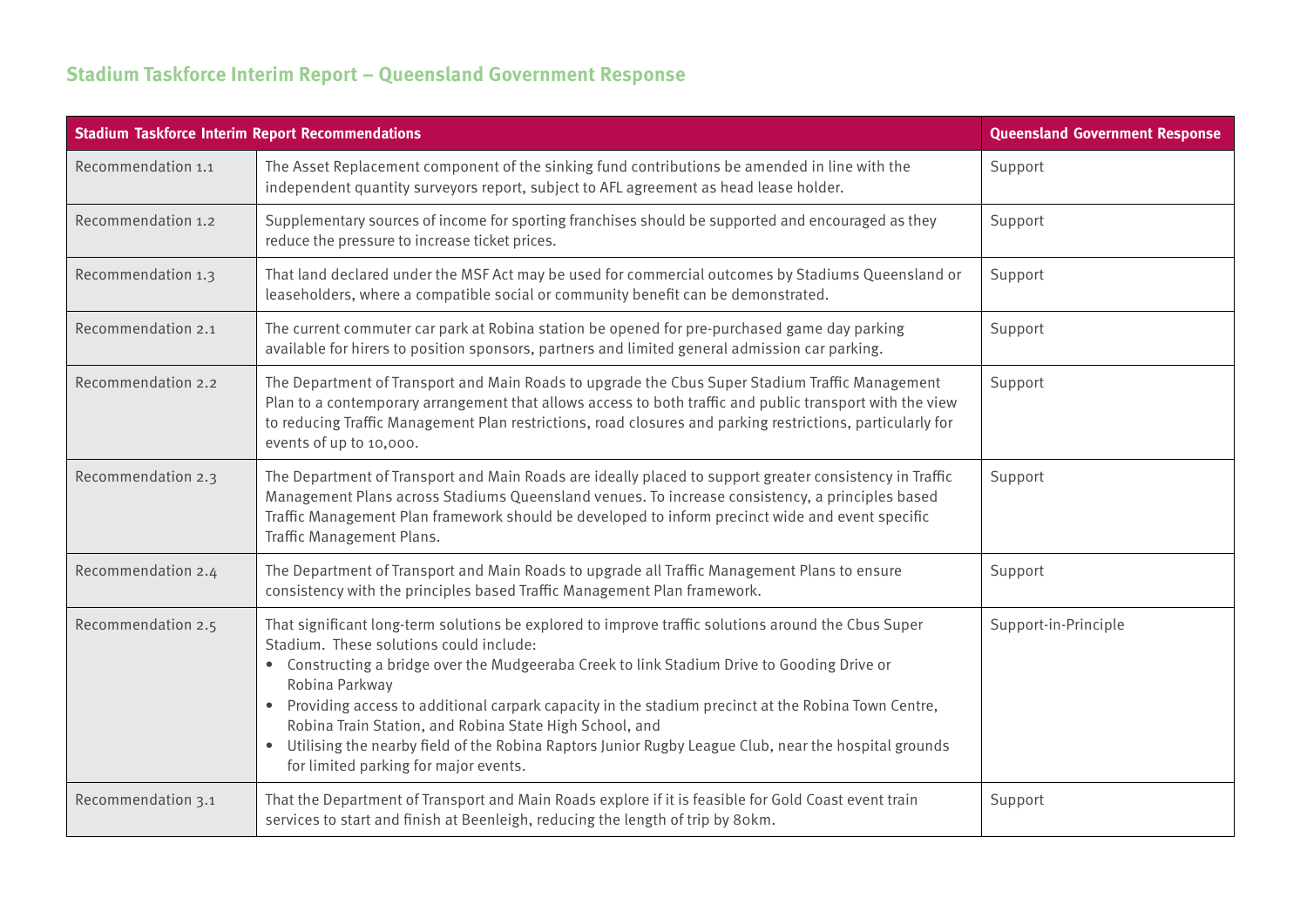## Stadium Taskforce Interim Report – Queensland Government Response

| Stadium Taskforce Interim Report Recommendations | | Queensland Government Response |
|---|---|---|
| Recommendation 1.1 | The Asset Replacement component of the sinking fund contributions be amended in line with the independent quantity surveyors report, subject to AFL agreement as head lease holder. | Support |
| Recommendation 1.2 | Supplementary sources of income for sporting franchises should be supported and encouraged as they reduce the pressure to increase ticket prices. | Support |
| Recommendation 1.3 | That land declared under the MSF Act may be used for commercial outcomes by Stadiums Queensland or leaseholders, where a compatible social or community benefit can be demonstrated. | Support |
| Recommendation 2.1 | The current commuter car park at Robina station be opened for pre-purchased game day parking available for hirers to position sponsors, partners and limited general admission car parking. | Support |
| Recommendation 2.2 | The Department of Transport and Main Roads to upgrade the Cbus Super Stadium Traffic Management Plan to a contemporary arrangement that allows access to both traffic and public transport with the view to reducing Traffic Management Plan restrictions, road closures and parking restrictions, particularly for events of up to 10,000. | Support |
| Recommendation 2.3 | The Department of Transport and Main Roads are ideally placed to support greater consistency in Traffic Management Plans across Stadiums Queensland venues. To increase consistency, a principles based Traffic Management Plan framework should be developed to inform precinct wide and event specific Traffic Management Plans. | Support |
| Recommendation 2.4 | The Department of Transport and Main Roads to upgrade all Traffic Management Plans to ensure consistency with the principles based Traffic Management Plan framework. | Support |
| Recommendation 2.5 | That significant long-term solutions be explored to improve traffic solutions around the Cbus Super Stadium. These solutions could include:<br>• Constructing a bridge over the Mudgeeraba Creek to link Stadium Drive to Gooding Drive or Robina Parkway<br>• Providing access to additional carpark capacity in the stadium precinct at the Robina Town Centre, Robina Train Station, and Robina State High School, and<br>• Utilising the nearby field of the Robina Raptors Junior Rugby League Club, near the hospital grounds for limited parking for major events. | Support-in-Principle |
| Recommendation 3.1 | That the Department of Transport and Main Roads explore if it is feasible for Gold Coast event train services to start and finish at Beenleigh, reducing the length of trip by 80km. | Support |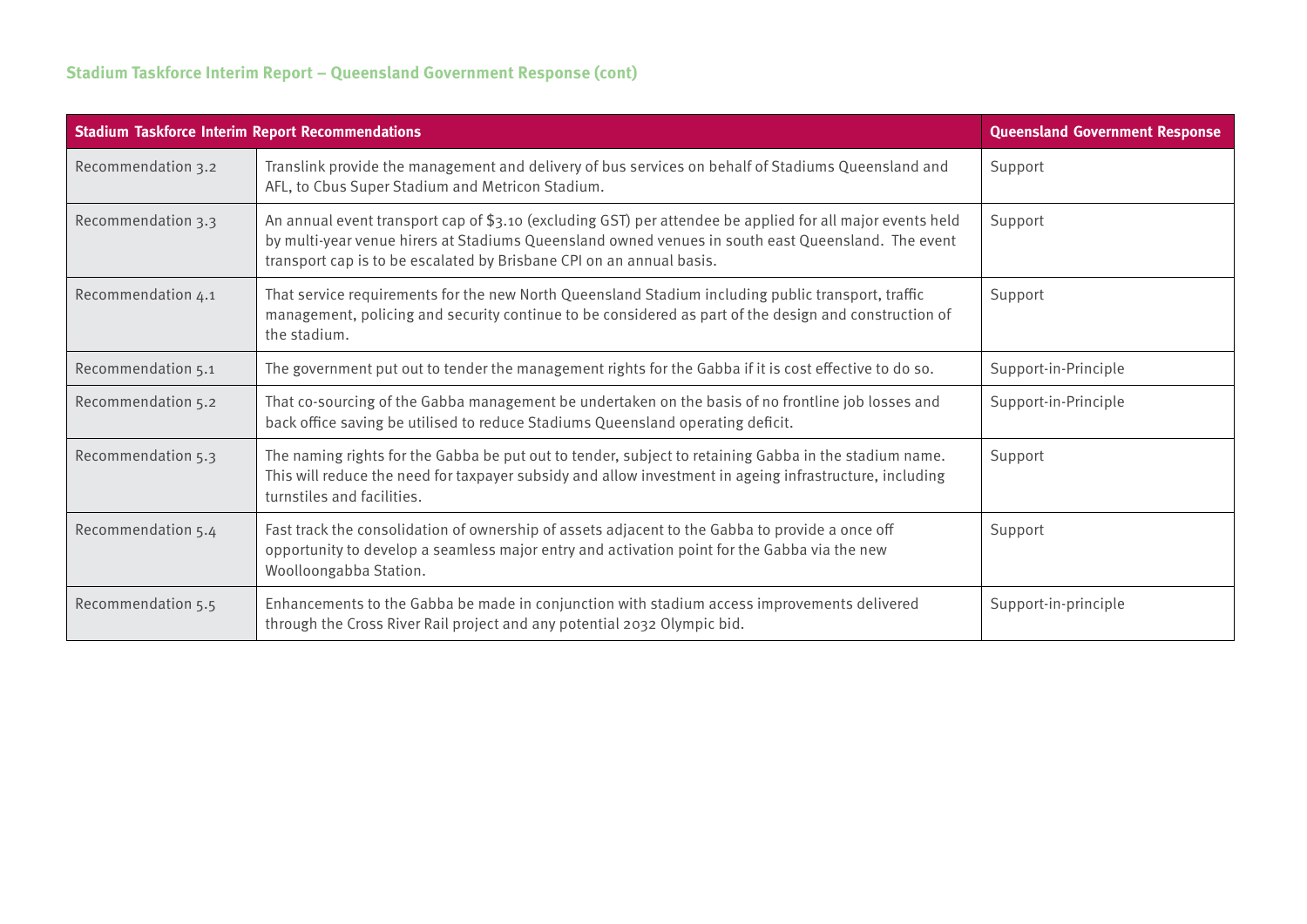## Stadium Taskforce Interim Report – Queensland Government Response (cont)

| Stadium Taskforce Interim Report Recommendations | | Queensland Government Response |
|---|---|---|
| Recommendation 3.2 | Translink provide the management and delivery of bus services on behalf of Stadiums Queensland and AFL, to Cbus Super Stadium and Metricon Stadium. | Support |
| Recommendation 3.3 | An annual event transport cap of $3.10 (excluding GST) per attendee be applied for all major events held by multi-year venue hirers at Stadiums Queensland owned venues in south east Queensland. The event transport cap is to be escalated by Brisbane CPI on an annual basis. | Support |
| Recommendation 4.1 | That service requirements for the new North Queensland Stadium including public transport, traffic management, policing and security continue to be considered as part of the design and construction of the stadium. | Support |
| Recommendation 5.1 | The government put out to tender the management rights for the Gabba if it is cost effective to do so. | Support-in-Principle |
| Recommendation 5.2 | That co-sourcing of the Gabba management be undertaken on the basis of no frontline job losses and back office saving be utilised to reduce Stadiums Queensland operating deficit. | Support-in-Principle |
| Recommendation 5.3 | The naming rights for the Gabba be put out to tender, subject to retaining Gabba in the stadium name. This will reduce the need for taxpayer subsidy and allow investment in ageing infrastructure, including turnstiles and facilities. | Support |
| Recommendation 5.4 | Fast track the consolidation of ownership of assets adjacent to the Gabba to provide a once off opportunity to develop a seamless major entry and activation point for the Gabba via the new Woolloongabba Station. | Support |
| Recommendation 5.5 | Enhancements to the Gabba be made in conjunction with stadium access improvements delivered through the Cross River Rail project and any potential 2032 Olympic bid. | Support-in-principle |